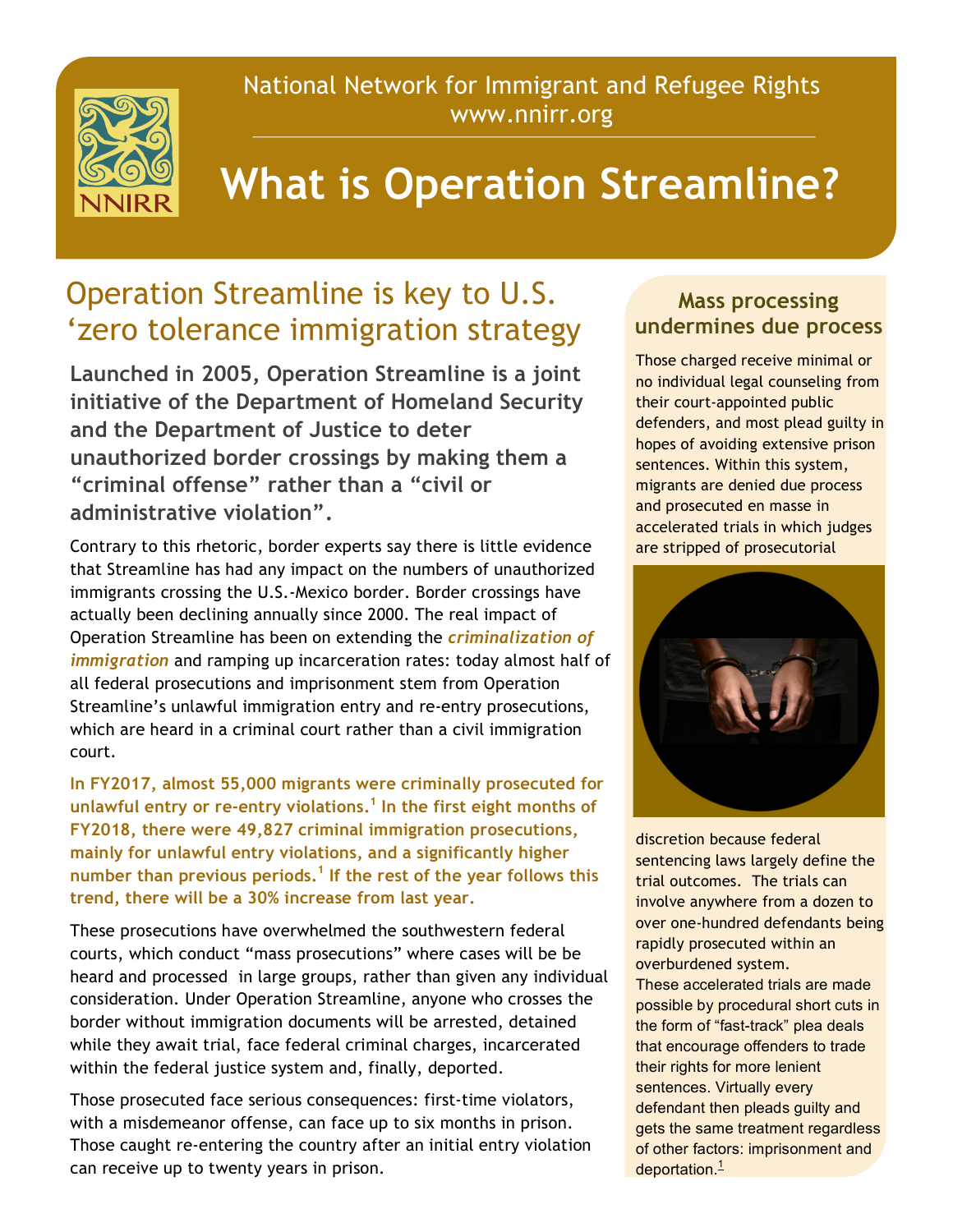National Network for Immigrant and Refugee Rights
www.nnirr.org

# What is Operation Streamline?

## Operation Streamline is key to U.S. 'zero tolerance immigration strategy

**Launched in 2005, Operation Streamline is a joint initiative of the Department of Homeland Security and the Department of Justice to deter unauthorized border crossings by making them a "criminal offense" rather than a "civil or administrative violation".**

Contrary to this rhetoric, border experts say there is little evidence that Streamline has had any impact on the numbers of unauthorized immigrants crossing the U.S.-Mexico border. Border crossings have actually been declining annually since 2000. The real impact of Operation Streamline has been on extending the ***criminalization of immigration*** and ramping up incarceration rates: today almost half of all federal prosecutions and imprisonment stem from Operation Streamline's unlawful immigration entry and re-entry prosecutions, which are heard in a criminal court rather than a civil immigration court.

**In FY2017, almost 55,000 migrants were criminally prosecuted for unlawful entry or re-entry violations.[1] In the first eight months of FY2018, there were 49,827 criminal immigration prosecutions, mainly for unlawful entry violations, and a significantly higher number than previous periods.[1] If the rest of the year follows this trend, there will be a 30% increase from last year.**

These prosecutions have overwhelmed the southwestern federal courts, which conduct "mass prosecutions" where cases will be be heard and processed in large groups, rather than given any individual consideration. Under Operation Streamline, anyone who crosses the border without immigration documents will be arrested, detained while they await trial, face federal criminal charges, incarcerated within the federal justice system and, finally, deported.

Those prosecuted face serious consequences: first-time violators, with a misdemeanor offense, can face up to six months in prison. Those caught re-entering the country after an initial entry violation can receive up to twenty years in prison.

### Mass processing undermines due process

Those charged receive minimal or no individual legal counseling from their court-appointed public defenders, and most plead guilty in hopes of avoiding extensive prison sentences. Within this system, migrants are denied due process and prosecuted en masse in accelerated trials in which judges are stripped of prosecutorial discretion because federal sentencing laws largely define the trial outcomes. The trials can involve anywhere from a dozen to over one-hundred defendants being rapidly prosecuted within an overburdened system.

These accelerated trials are made possible by procedural short cuts in the form of "fast-track" plea deals that encourage offenders to trade their rights for more lenient sentences. Virtually every defendant then pleads guilty and gets the same treatment regardless of other factors: imprisonment and deportation.[1]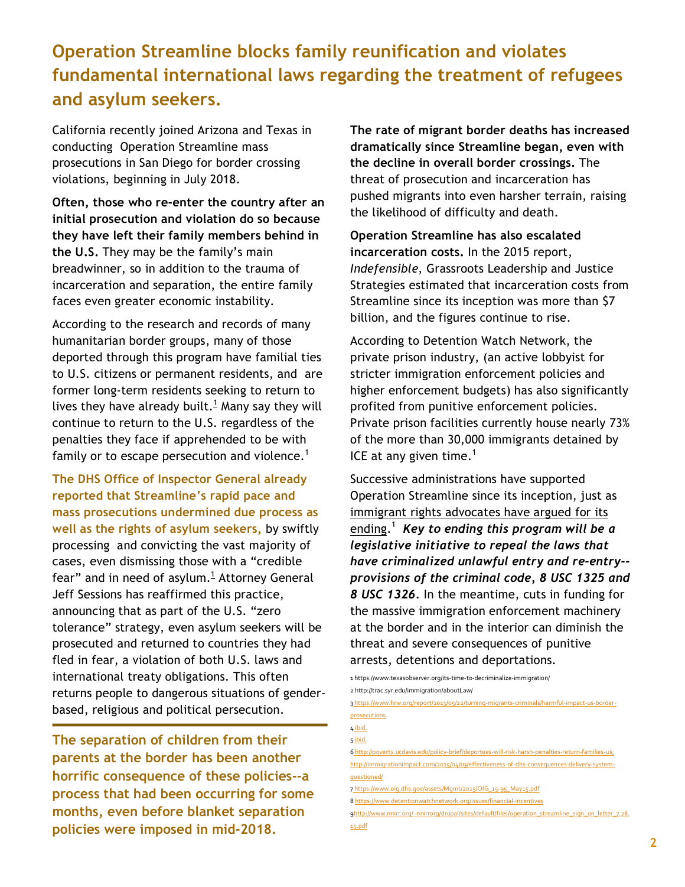## Operation Streamline blocks family reunification and violates fundamental international laws regarding the treatment of refugees and asylum seekers.

California recently joined Arizona and Texas in conducting Operation Streamline mass prosecutions in San Diego for border crossing violations, beginning in July 2018.

**Often, those who re-enter the country after an initial prosecution and violation do so because they have left their family members behind in the U.S.** They may be the family's main breadwinner, so in addition to the trauma of incarceration and separation, the entire family faces even greater economic instability.

According to the research and records of many humanitarian border groups, many of those deported through this program have familial ties to U.S. citizens or permanent residents, and are former long-term residents seeking to return to lives they have already built.[1] Many say they will continue to return to the U.S. regardless of the penalties they face if apprehended to be with family or to escape persecution and violence.[1]

**The DHS Office of Inspector General already reported that Streamline's rapid pace and mass prosecutions undermined due process as well as the rights of asylum seekers,** by swiftly processing and convicting the vast majority of cases, even dismissing those with a "credible fear" and in need of asylum.[1] Attorney General Jeff Sessions has reaffirmed this practice, announcing that as part of the U.S. "zero tolerance" strategy, even asylum seekers will be prosecuted and returned to countries they had fled in fear, a violation of both U.S. laws and international treaty obligations. This often returns people to dangerous situations of gender-based, religious and political persecution.

**The separation of children from their parents at the border has been another horrific consequence of these policies--a process that had been occurring for some months, even before blanket separation policies were imposed in mid-2018.**

**The rate of migrant border deaths has increased dramatically since Streamline began, even with the decline in overall border crossings.** The threat of prosecution and incarceration has pushed migrants into even harsher terrain, raising the likelihood of difficulty and death.

**Operation Streamline has also escalated incarceration costs.** In the 2015 report, *Indefensible,* Grassroots Leadership and Justice Strategies estimated that incarceration costs from Streamline since its inception was more than $7 billion, and the figures continue to rise.

According to Detention Watch Network, the private prison industry, (an active lobbyist for stricter immigration enforcement policies and higher enforcement budgets) has also significantly profited from punitive enforcement policies. Private prison facilities currently house nearly 73% of the more than 30,000 immigrants detained by ICE at any given time.[1]

Successive administrations have supported Operation Streamline since its inception, just as immigrant rights advocates have argued for its ending.[1] ***Key to ending this program will be a legislative initiative to repeal the laws that have criminalized unlawful entry and re-entry--provisions of the criminal code, 8 USC 1325 and 8 USC 1326***. In the meantime, cuts in funding for the massive immigration enforcement machinery at the border and in the interior can diminish the threat and severe consequences of punitive arrests, detentions and deportations.

1 https://www.texasobserver.org/its-time-to-decriminalize-immigration/
2 http://trac.syr.edu/immigration/aboutLaw/
3 https://www.hrw.org/report/2013/05/22/turning-migrants-criminals/harmful-impact-us-border-prosecutions
4 ibid.
5 ibid.
6 http://poverty.ucdavis.edu/policy-brief/deportees-will-risk-harsh-penalties-return-families-us; http://immigrationimpact.com/2015/04/03/effectiveness-of-dhs-consequences-delivery-system-questioned/
7 https://www.oig.dhs.gov/assets/Mgmt/2015/OIG_15-95_May15.pdf
8 https://www.detentionwatchnetwork.org/issues/financial-incentives
9 http://www.nnirr.org/~nnirrorg/drupal/sites/default/files/operation_streamline_sign_on_letter_7.28.15.pdf